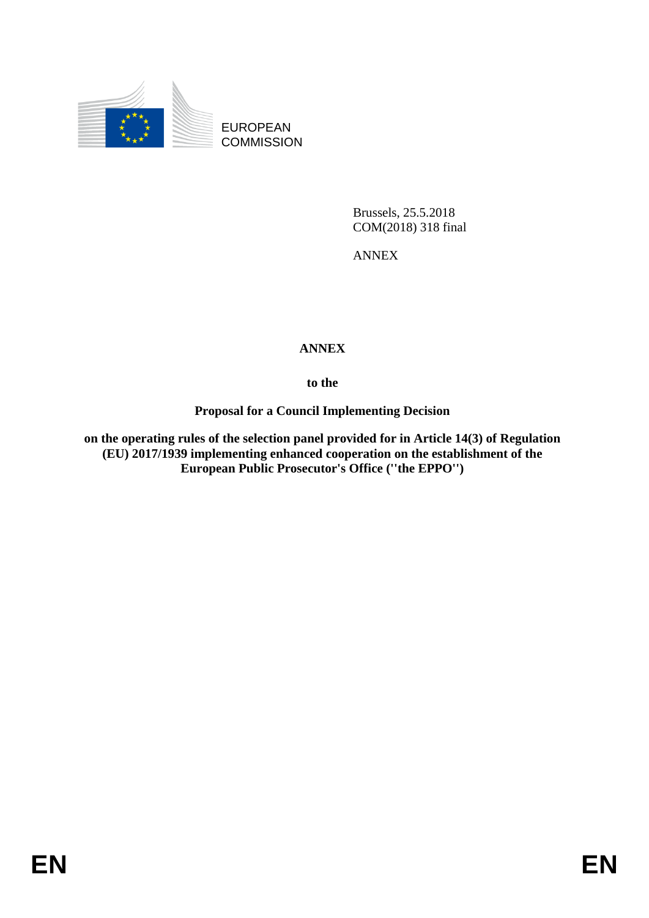EUROPEAN COMMISSION

Brussels, 25.5.2018
COM(2018) 318 final

ANNEX

**ANNEX**

**to the**

**Proposal for a Council Implementing Decision**

**on the operating rules of the selection panel provided for in Article 14(3) of Regulation (EU) 2017/1939 implementing enhanced cooperation on the establishment of the European Public Prosecutor's Office ("the EPPO")**

EN EN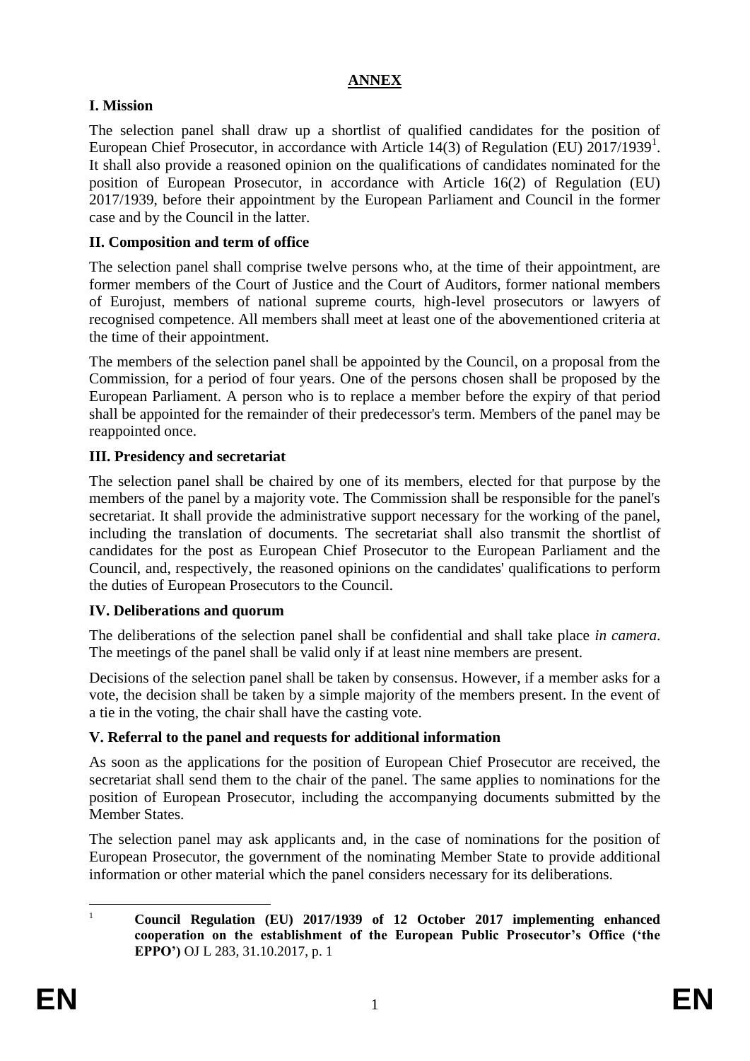# ANNEX

## I. Mission

The selection panel shall draw up a shortlist of qualified candidates for the position of European Chief Prosecutor, in accordance with Article 14(3) of Regulation (EU) 2017/1939[1]. It shall also provide a reasoned opinion on the qualifications of candidates nominated for the position of European Prosecutor, in accordance with Article 16(2) of Regulation (EU) 2017/1939, before their appointment by the European Parliament and Council in the former case and by the Council in the latter.

## II. Composition and term of office

The selection panel shall comprise twelve persons who, at the time of their appointment, are former members of the Court of Justice and the Court of Auditors, former national members of Eurojust, members of national supreme courts, high-level prosecutors or lawyers of recognised competence. All members shall meet at least one of the abovementioned criteria at the time of their appointment.

The members of the selection panel shall be appointed by the Council, on a proposal from the Commission, for a period of four years. One of the persons chosen shall be proposed by the European Parliament. A person who is to replace a member before the expiry of that period shall be appointed for the remainder of their predecessor's term. Members of the panel may be reappointed once.

## III. Presidency and secretariat

The selection panel shall be chaired by one of its members, elected for that purpose by the members of the panel by a majority vote. The Commission shall be responsible for the panel's secretariat. It shall provide the administrative support necessary for the working of the panel, including the translation of documents. The secretariat shall also transmit the shortlist of candidates for the post as European Chief Prosecutor to the European Parliament and the Council, and, respectively, the reasoned opinions on the candidates' qualifications to perform the duties of European Prosecutors to the Council.

## IV. Deliberations and quorum

The deliberations of the selection panel shall be confidential and shall take place *in camera*. The meetings of the panel shall be valid only if at least nine members are present.

Decisions of the selection panel shall be taken by consensus. However, if a member asks for a vote, the decision shall be taken by a simple majority of the members present. In the event of a tie in the voting, the chair shall have the casting vote.

## V. Referral to the panel and requests for additional information

As soon as the applications for the position of European Chief Prosecutor are received, the secretariat shall send them to the chair of the panel. The same applies to nominations for the position of European Prosecutor, including the accompanying documents submitted by the Member States.

The selection panel may ask applicants and, in the case of nominations for the position of European Prosecutor, the government of the nominating Member State to provide additional information or other material which the panel considers necessary for its deliberations.

---

[1] **Council Regulation (EU) 2017/1939 of 12 October 2017 implementing enhanced cooperation on the establishment of the European Public Prosecutor's Office ('the EPPO')** OJ L 283, 31.10.2017, p. 1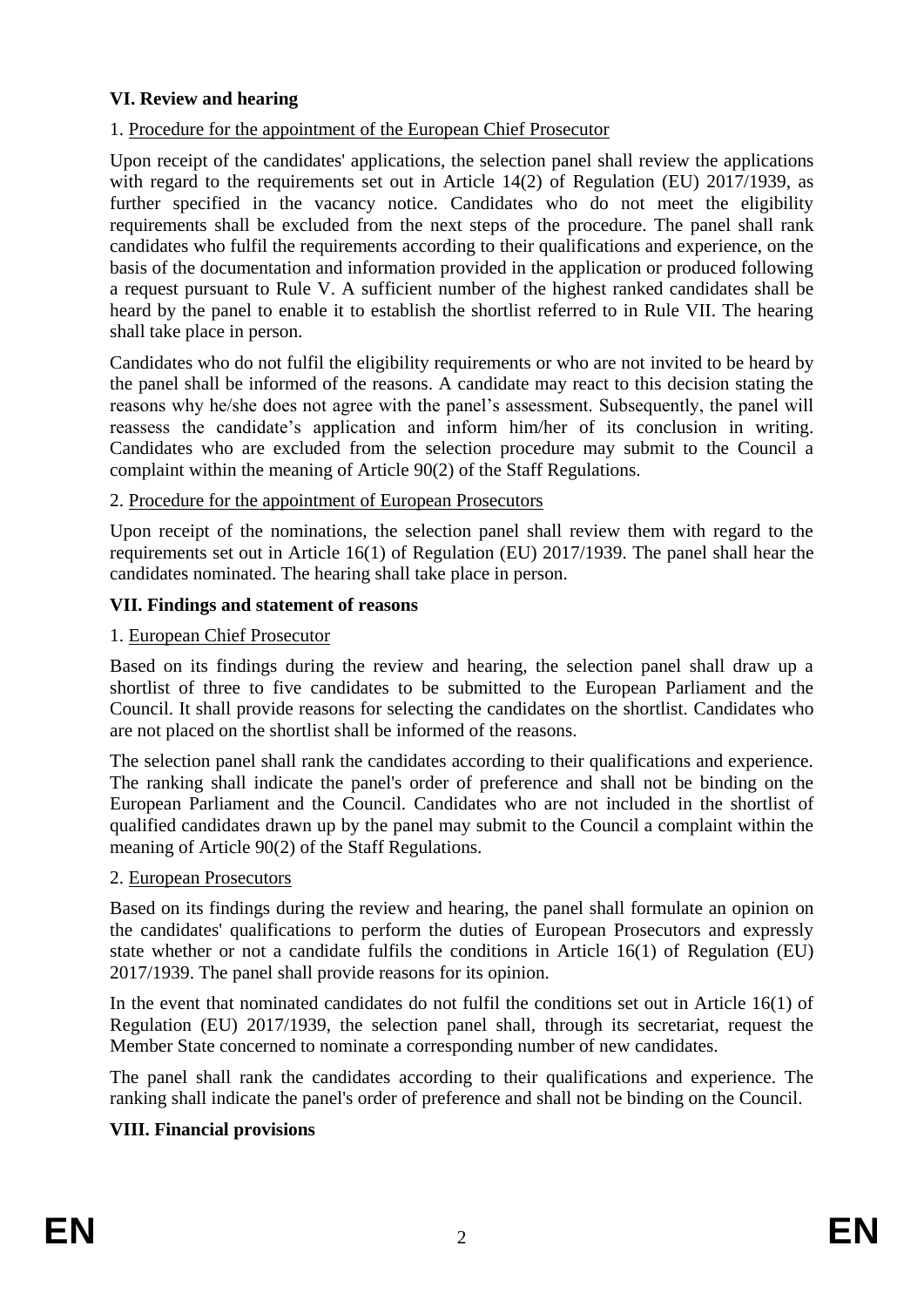## VI. Review and hearing

1. Procedure for the appointment of the European Chief Prosecutor

Upon receipt of the candidates' applications, the selection panel shall review the applications with regard to the requirements set out in Article 14(2) of Regulation (EU) 2017/1939, as further specified in the vacancy notice. Candidates who do not meet the eligibility requirements shall be excluded from the next steps of the procedure. The panel shall rank candidates who fulfil the requirements according to their qualifications and experience, on the basis of the documentation and information provided in the application or produced following a request pursuant to Rule V. A sufficient number of the highest ranked candidates shall be heard by the panel to enable it to establish the shortlist referred to in Rule VII. The hearing shall take place in person.

Candidates who do not fulfil the eligibility requirements or who are not invited to be heard by the panel shall be informed of the reasons. A candidate may react to this decision stating the reasons why he/she does not agree with the panel's assessment. Subsequently, the panel will reassess the candidate's application and inform him/her of its conclusion in writing. Candidates who are excluded from the selection procedure may submit to the Council a complaint within the meaning of Article 90(2) of the Staff Regulations.

2. Procedure for the appointment of European Prosecutors

Upon receipt of the nominations, the selection panel shall review them with regard to the requirements set out in Article 16(1) of Regulation (EU) 2017/1939. The panel shall hear the candidates nominated. The hearing shall take place in person.

## VII. Findings and statement of reasons

1. European Chief Prosecutor

Based on its findings during the review and hearing, the selection panel shall draw up a shortlist of three to five candidates to be submitted to the European Parliament and the Council. It shall provide reasons for selecting the candidates on the shortlist. Candidates who are not placed on the shortlist shall be informed of the reasons.

The selection panel shall rank the candidates according to their qualifications and experience. The ranking shall indicate the panel's order of preference and shall not be binding on the European Parliament and the Council. Candidates who are not included in the shortlist of qualified candidates drawn up by the panel may submit to the Council a complaint within the meaning of Article 90(2) of the Staff Regulations.

2. European Prosecutors

Based on its findings during the review and hearing, the panel shall formulate an opinion on the candidates' qualifications to perform the duties of European Prosecutors and expressly state whether or not a candidate fulfils the conditions in Article 16(1) of Regulation (EU) 2017/1939. The panel shall provide reasons for its opinion.

In the event that nominated candidates do not fulfil the conditions set out in Article 16(1) of Regulation (EU) 2017/1939, the selection panel shall, through its secretariat, request the Member State concerned to nominate a corresponding number of new candidates.

The panel shall rank the candidates according to their qualifications and experience. The ranking shall indicate the panel's order of preference and shall not be binding on the Council.

## VIII. Financial provisions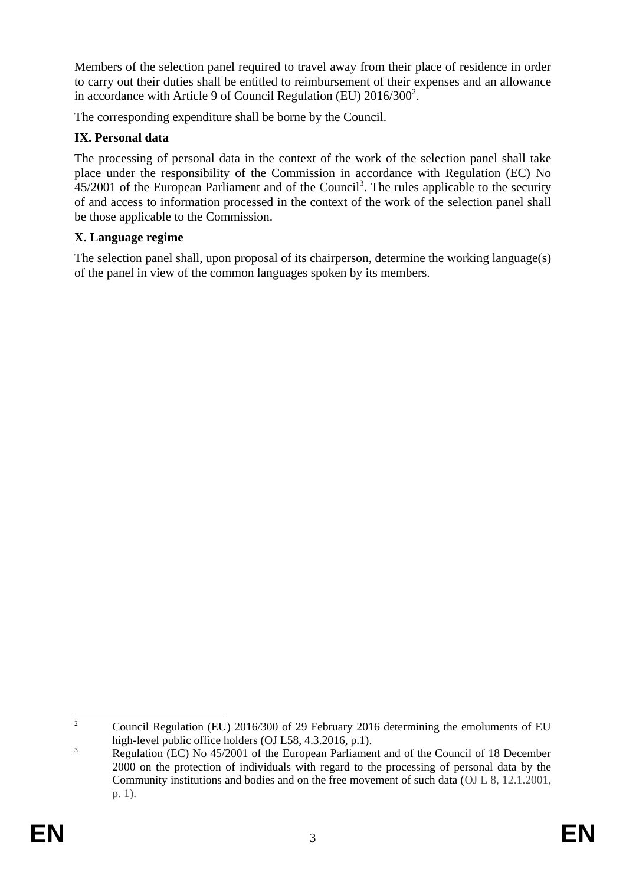Members of the selection panel required to travel away from their place of residence in order to carry out their duties shall be entitled to reimbursement of their expenses and an allowance in accordance with Article 9 of Council Regulation (EU) 2016/300[2].

The corresponding expenditure shall be borne by the Council.

**IX. Personal data**

The processing of personal data in the context of the work of the selection panel shall take place under the responsibility of the Commission in accordance with Regulation (EC) No 45/2001 of the European Parliament and of the Council[3]. The rules applicable to the security of and access to information processed in the context of the work of the selection panel shall be those applicable to the Commission.

**X. Language regime**

The selection panel shall, upon proposal of its chairperson, determine the working language(s) of the panel in view of the common languages spoken by its members.

---

[2] Council Regulation (EU) 2016/300 of 29 February 2016 determining the emoluments of EU high-level public office holders (OJ L58, 4.3.2016, p.1).

[3] Regulation (EC) No 45/2001 of the European Parliament and of the Council of 18 December 2000 on the protection of individuals with regard to the processing of personal data by the Community institutions and bodies and on the free movement of such data (OJ L 8, 12.1.2001, p. 1).